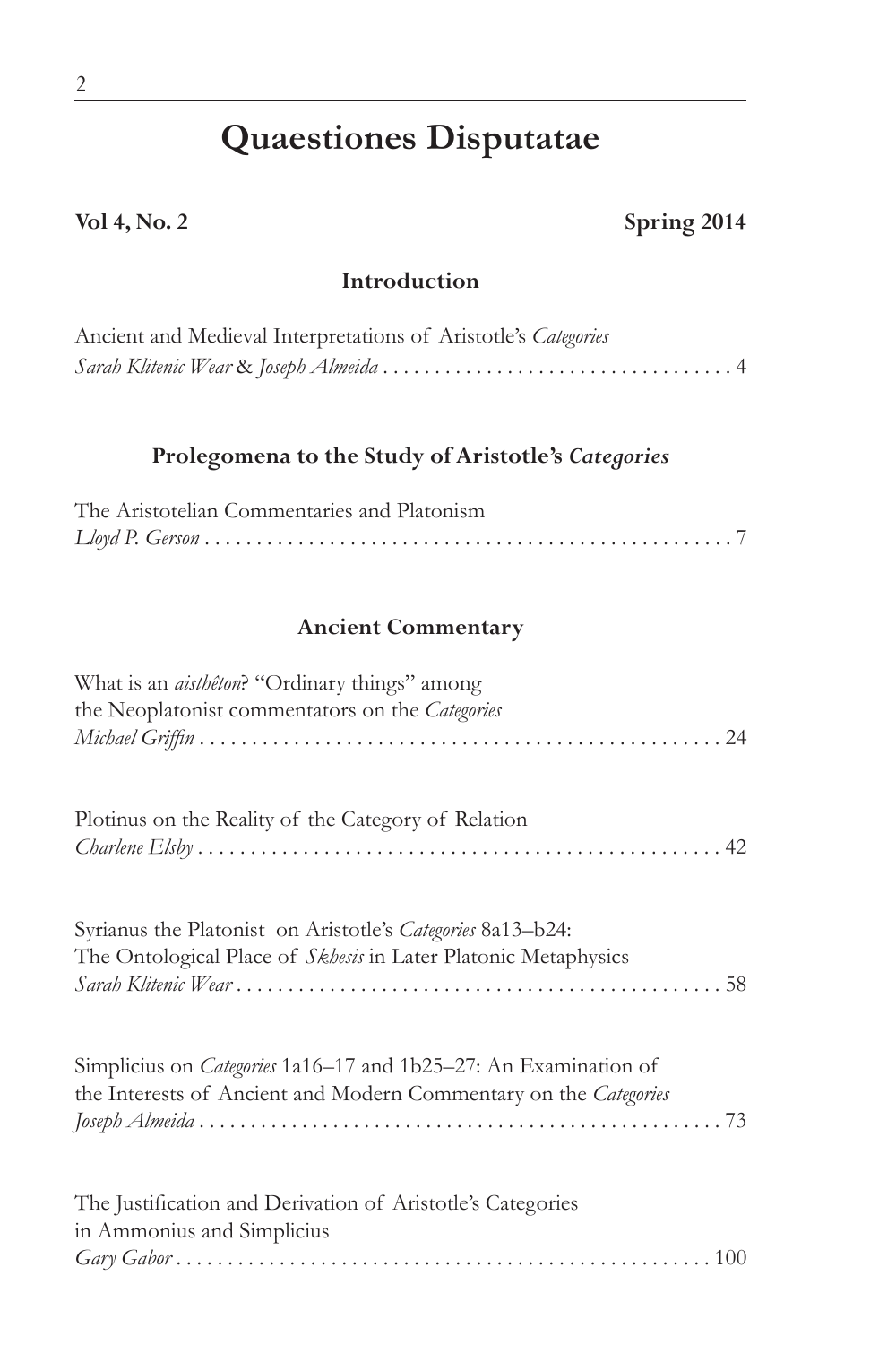# Quaestiones Disputatae

**Vol 4, No. 2** **Spring 2014**

### Introduction

Ancient and Medieval Interpretations of Aristotle's *Categories*
*Sarah Klitenic Wear* & *Joseph Almeida* . . . . . . . . . . . . . . . . . . . . . . . . . . . . . . . . . . 4

### Prolegomena to the Study of Aristotle's *Categories*

The Aristotelian Commentaries and Platonism
*Lloyd P. Gerson* . . . . . . . . . . . . . . . . . . . . . . . . . . . . . . . . . . . . . . . . . . . . . . . . . . . . 7

### Ancient Commentary

What is an *aisthêton*? "Ordinary things" among the Neoplatonist commentators on the *Categories*
*Michael Griffin* . . . . . . . . . . . . . . . . . . . . . . . . . . . . . . . . . . . . . . . . . . . . . . . . . . . 24

Plotinus on the Reality of the Category of Relation
*Charlene Elsby* . . . . . . . . . . . . . . . . . . . . . . . . . . . . . . . . . . . . . . . . . . . . . . . . . . . 42

Syrianus the Platonist on Aristotle's *Categories* 8a13–b24: The Ontological Place of *Skhesis* in Later Platonic Metaphysics
*Sarah Klitenic Wear* . . . . . . . . . . . . . . . . . . . . . . . . . . . . . . . . . . . . . . . . . . . . . . . 58

Simplicius on *Categories* 1a16–17 and 1b25–27: An Examination of the Interests of Ancient and Modern Commentary on the *Categories*
*Joseph Almeida* . . . . . . . . . . . . . . . . . . . . . . . . . . . . . . . . . . . . . . . . . . . . . . . . . . . 73

The Justification and Derivation of Aristotle's Categories in Ammonius and Simplicius
*Gary Gabor* . . . . . . . . . . . . . . . . . . . . . . . . . . . . . . . . . . . . . . . . . . . . . . . . . . . . 100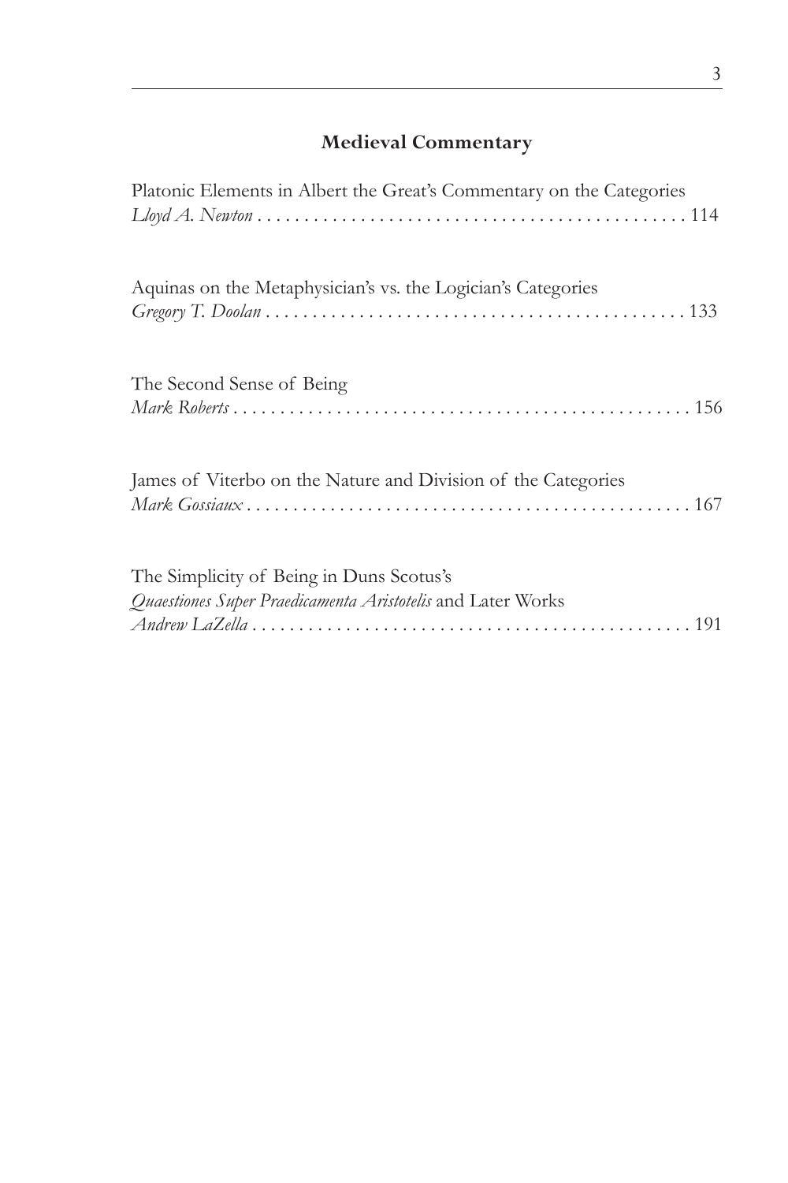## Medieval Commentary

Platonic Elements in Albert the Great's Commentary on the Categories
*Lloyd A. Newton* . . . . . . . . . . . . . . . . . . . . . . . . . . . . . . . . . . . . . . . . . . . . . . 114

Aquinas on the Metaphysician's vs. the Logician's Categories
*Gregory T. Doolan* . . . . . . . . . . . . . . . . . . . . . . . . . . . . . . . . . . . . . . . . . . . . 133

The Second Sense of Being
*Mark Roberts* . . . . . . . . . . . . . . . . . . . . . . . . . . . . . . . . . . . . . . . . . . . . . . . . 156

James of Viterbo on the Nature and Division of the Categories
*Mark Gossiaux* . . . . . . . . . . . . . . . . . . . . . . . . . . . . . . . . . . . . . . . . . . . . . . . 167

The Simplicity of Being in Duns Scotus's
*Quaestiones Super Praedicamenta Aristotelis* and Later Works
*Andrew LaZella* . . . . . . . . . . . . . . . . . . . . . . . . . . . . . . . . . . . . . . . . . . . . . . . 191